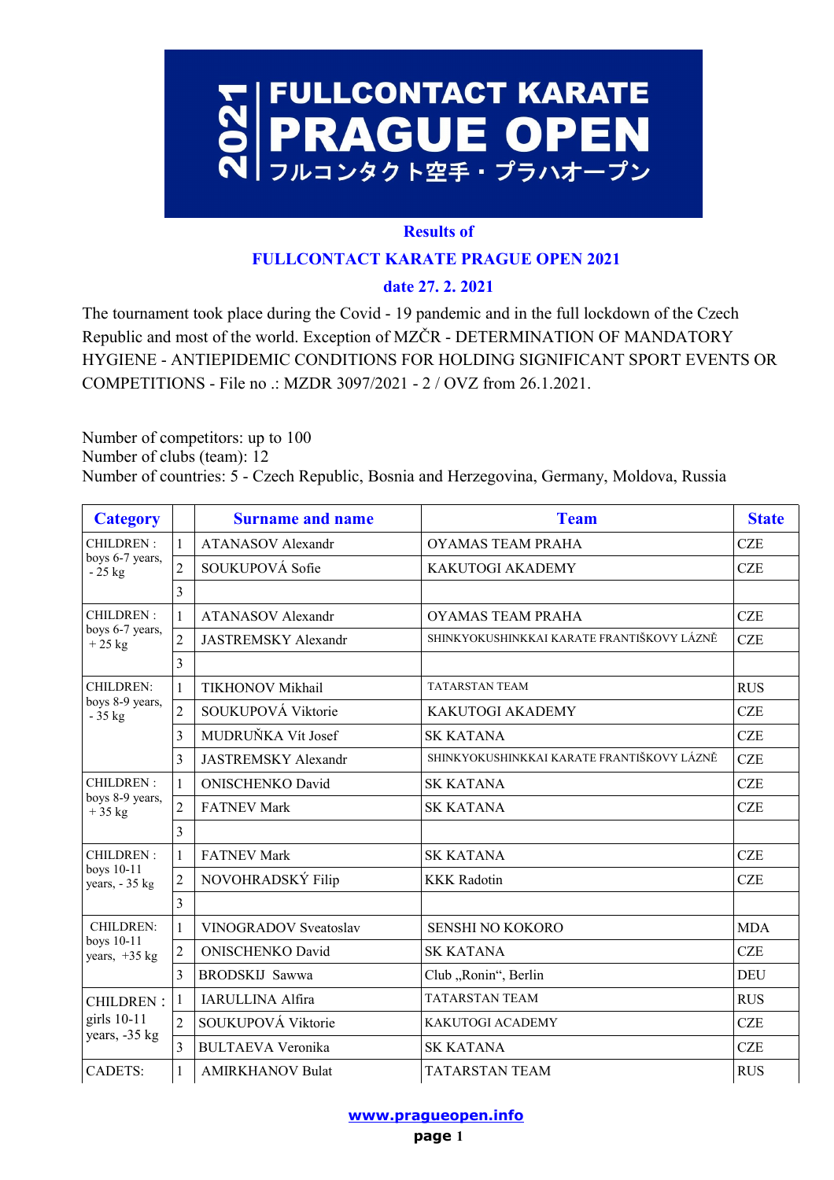# 2021 FULLCONTACT KARATE PRAGUE OPEN

フルコンタクト空手・プラハオープン

## Results of

## FULLCONTACT KARATE PRAGUE OPEN 2021

## date 27. 2. 2021

The tournament took place during the Covid - 19 pandemic and in the full lockdown of the Czech Republic and most of the world. Exception of MZČR - DETERMINATION OF MANDATORY HYGIENE - ANTIEPIDEMIC CONDITIONS FOR HOLDING SIGNIFICANT SPORT EVENTS OR COMPETITIONS - File no .: MZDR 3097/2021 - 2 / OVZ from 26.1.2021.

Number of competitors: up to 100
Number of clubs (team): 12
Number of countries: 5 - Czech Republic, Bosnia and Herzegovina, Germany, Moldova, Russia

| Category | | Surname and name | Team | State |
|---|---|---|---|---|
| CHILDREN : boys 6-7 years, - 25 kg | 1 | ATANASOV Alexandr | OYAMAS TEAM PRAHA | CZE |
| | 2 | SOUKUPOVÁ Sofie | KAKUTOGI AKADEMY | CZE |
| | 3 | | | |
| CHILDREN : boys 6-7 years, + 25 kg | 1 | ATANASOV Alexandr | OYAMAS TEAM PRAHA | CZE |
| | 2 | JASTREMSKY Alexandr | SHINKYOKUSHINKKAI KARATE FRANTIŠKOVY LÁZNĚ | CZE |
| | 3 | | | |
| CHILDREN: boys 8-9 years, - 35 kg | 1 | TIKHONOV Mikhail | TATARSTAN TEAM | RUS |
| | 2 | SOUKUPOVÁ Viktorie | KAKUTOGI AKADEMY | CZE |
| | 3 | MUDRUŇKA Vít Josef | SK KATANA | CZE |
| | 3 | JASTREMSKY Alexandr | SHINKYOKUSHINKKAI KARATE FRANTIŠKOVY LÁZNĚ | CZE |
| CHILDREN : boys 8-9 years, + 35 kg | 1 | ONISCHENKO David | SK KATANA | CZE |
| | 2 | FATNEV Mark | SK KATANA | CZE |
| | 3 | | | |
| CHILDREN : boys 10-11 years, - 35 kg | 1 | FATNEV Mark | SK KATANA | CZE |
| | 2 | NOVOHRADSKÝ Filip | KKK Radotin | CZE |
| | 3 | | | |
| CHILDREN: boys 10-11 years, +35 kg | 1 | VINOGRADOV Sveatoslav | SENSHI NO KOKORO | MDA |
| | 2 | ONISCHENKO David | SK KATANA | CZE |
| | 3 | BRODSKIJ Sawwa | Club „Ronin“, Berlin | DEU |
| CHILDREN : girls 10-11 years, -35 kg | 1 | IARULLINA Alfira | TATARSTAN TEAM | RUS |
| | 2 | SOUKUPOVÁ Viktorie | KAKUTOGI ACADEMY | CZE |
| | 3 | BULTAEVA Veronika | SK KATANA | CZE |
| CADETS: | 1 | AMIRKHANOV Bulat | TATARSTAN TEAM | RUS |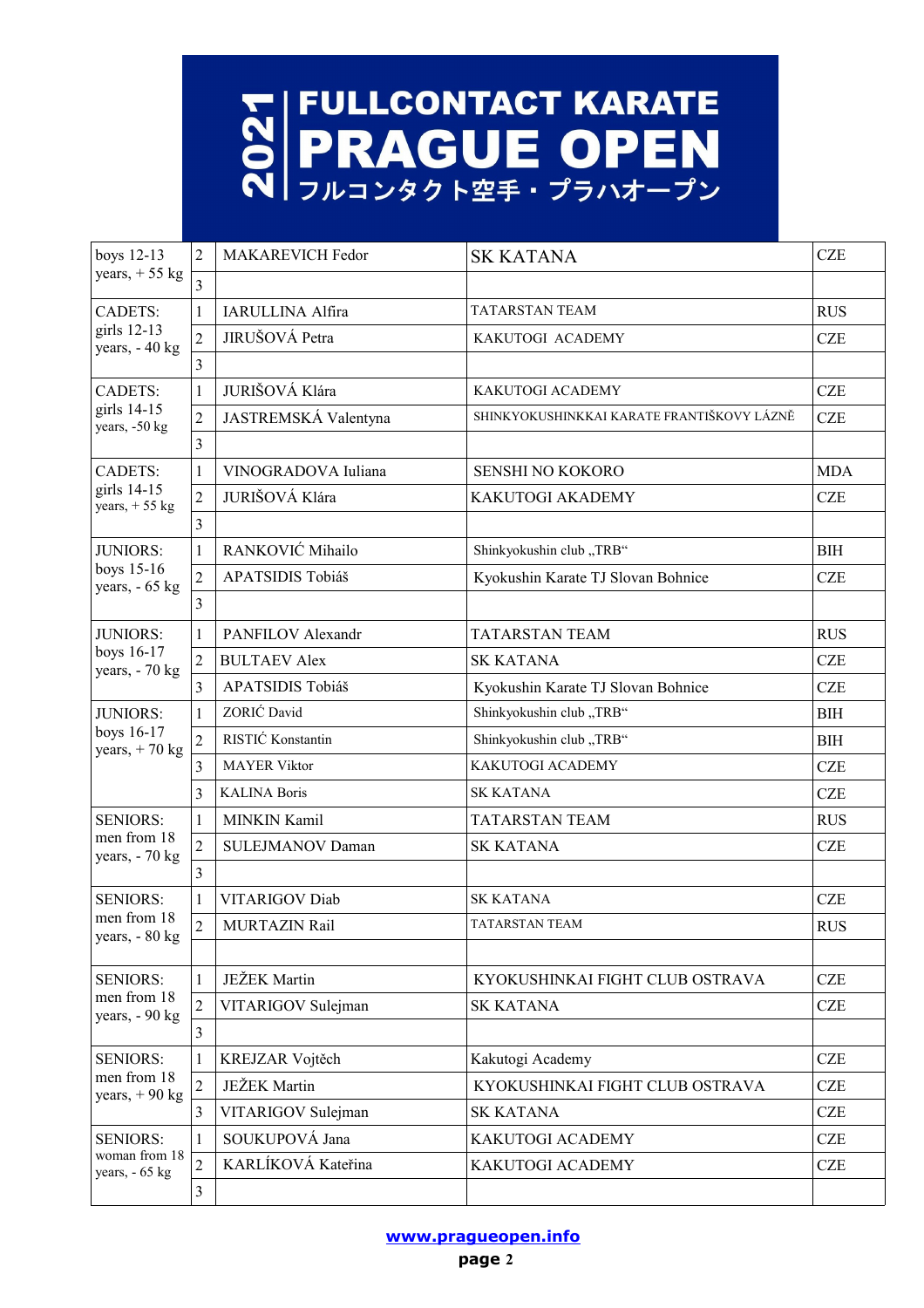# 2021 FULLCONTACT KARATE PRAGUE OPEN

フルコンタクト空手・プラハオープン

| Category | Place | Name | Club | Country |
|---|---|---|---|---|
| boys 12-13 years, + 55 kg | 2 | MAKAREVICH Fedor | SK KATANA | CZE |
| | 3 | | | |
| CADETS: girls 12-13 years, - 40 kg | 1 | IARULLINA Alfira | TATARSTAN TEAM | RUS |
| | 2 | JIRUŠOVÁ Petra | KAKUTOGI ACADEMY | CZE |
| | 3 | | | |
| CADETS: girls 14-15 years, -50 kg | 1 | JURIŠOVÁ Klára | KAKUTOGI ACADEMY | CZE |
| | 2 | JASTREMSKÁ Valentyna | SHINKYOKUSHINKKAI KARATE FRANTIŠKOVY LÁZNĚ | CZE |
| | 3 | | | |
| CADETS: girls 14-15 years, + 55 kg | 1 | VINOGRADOVA Iuliana | SENSHI NO KOKORO | MDA |
| | 2 | JURIŠOVÁ Klára | KAKUTOGI AKADEMY | CZE |
| | 3 | | | |
| JUNIORS: boys 15-16 years, - 65 kg | 1 | RANKOVIĆ Mihailo | Shinkyokushin club „TRB“ | BIH |
| | 2 | APATSIDIS Tobiáš | Kyokushin Karate TJ Slovan Bohnice | CZE |
| | 3 | | | |
| JUNIORS: boys 16-17 years, - 70 kg | 1 | PANFILOV Alexandr | TATARSTAN TEAM | RUS |
| | 2 | BULTAEV Alex | SK KATANA | CZE |
| | 3 | APATSIDIS Tobiáš | Kyokushin Karate TJ Slovan Bohnice | CZE |
| JUNIORS: boys 16-17 years, + 70 kg | 1 | ZORIĆ David | Shinkyokushin club „TRB“ | BIH |
| | 2 | RISTIĆ Konstantin | Shinkyokushin club „TRB“ | BIH |
| | 3 | MAYER Viktor | KAKUTOGI ACADEMY | CZE |
| | 3 | KALINA Boris | SK KATANA | CZE |
| SENIORS: men from 18 years, - 70 kg | 1 | MINKIN Kamil | TATARSTAN TEAM | RUS |
| | 2 | SULEJMANOV Daman | SK KATANA | CZE |
| | 3 | | | |
| SENIORS: men from 18 years, - 80 kg | 1 | VITARIGOV Diab | SK KATANA | CZE |
| | 2 | MURTAZIN Rail | TATARSTAN TEAM | RUS |
| | | | | |
| SENIORS: men from 18 years, - 90 kg | 1 | JEŽEK Martin | KYOKUSHINKAI FIGHT CLUB OSTRAVA | CZE |
| | 2 | VITARIGOV Sulejman | SK KATANA | CZE |
| | 3 | | | |
| SENIORS: men from 18 years, + 90 kg | 1 | KREJZAR Vojtěch | Kakutogi Academy | CZE |
| | 2 | JEŽEK Martin | KYOKUSHINKAI FIGHT CLUB OSTRAVA | CZE |
| | 3 | VITARIGOV Sulejman | SK KATANA | CZE |
| SENIORS: woman from 18 years, - 65 kg | 1 | SOUKUPOVÁ Jana | KAKUTOGI ACADEMY | CZE |
| | 2 | KARLÍKOVÁ Kateřina | KAKUTOGI ACADEMY | CZE |
| | 3 | | | |

www.pragueopen.info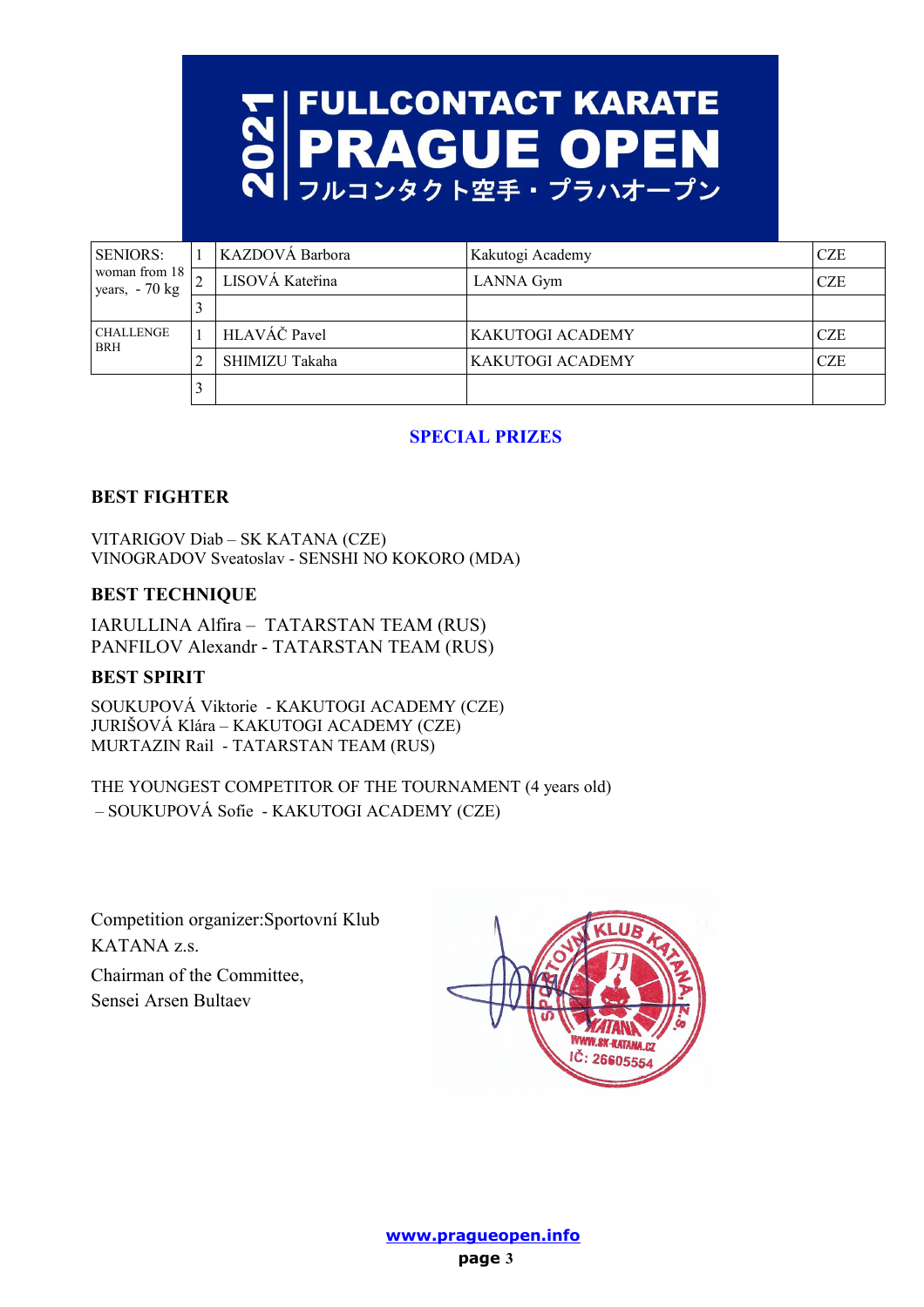# 2021 FULLCONTACT KARATE PRAGUE OPEN

フルコンタクト空手・プラハオープン

| | | | | |
|---|---|---|---|---|
| SENIORS: woman from 18 years, - 70 kg | 1 | KAZDOVÁ Barbora | Kakutogi Academy | CZE |
| | 2 | LISOVÁ Kateřina | LANNA Gym | CZE |
| | 3 | | | |
| CHALLENGE BRH | 1 | HLAVÁČ Pavel | KAKUTOGI ACADEMY | CZE |
| | 2 | SHIMIZU Takaha | KAKUTOGI ACADEMY | CZE |
| | 3 | | | |

## SPECIAL PRIZES

### BEST FIGHTER

VITARIGOV Diab – SK KATANA (CZE)
VINOGRADOV Sveatoslav - SENSHI NO KOKORO (MDA)

### BEST TECHNIQUE

IARULLINA Alfira – TATARSTAN TEAM (RUS)
PANFILOV Alexandr - TATARSTAN TEAM (RUS)

### BEST SPIRIT

SOUKUPOVÁ Viktorie - KAKUTOGI ACADEMY (CZE)
JURIŠOVÁ Klára – KAKUTOGI ACADEMY (CZE)
MURTAZIN Rail - TATARSTAN TEAM (RUS)

THE YOUNGEST COMPETITOR OF THE TOURNAMENT (4 years old)
– SOUKUPOVÁ Sofie - KAKUTOGI ACADEMY (CZE)

Competition organizer:Sportovní Klub KATANA z.s.

Chairman of the Committee,
Sensei Arsen Bultaev

SPORTOVNÍ KLUB KATANA, z.s.
WWW.SK-KATANA.CZ
IČ: 26605554

www.pragueopen.info